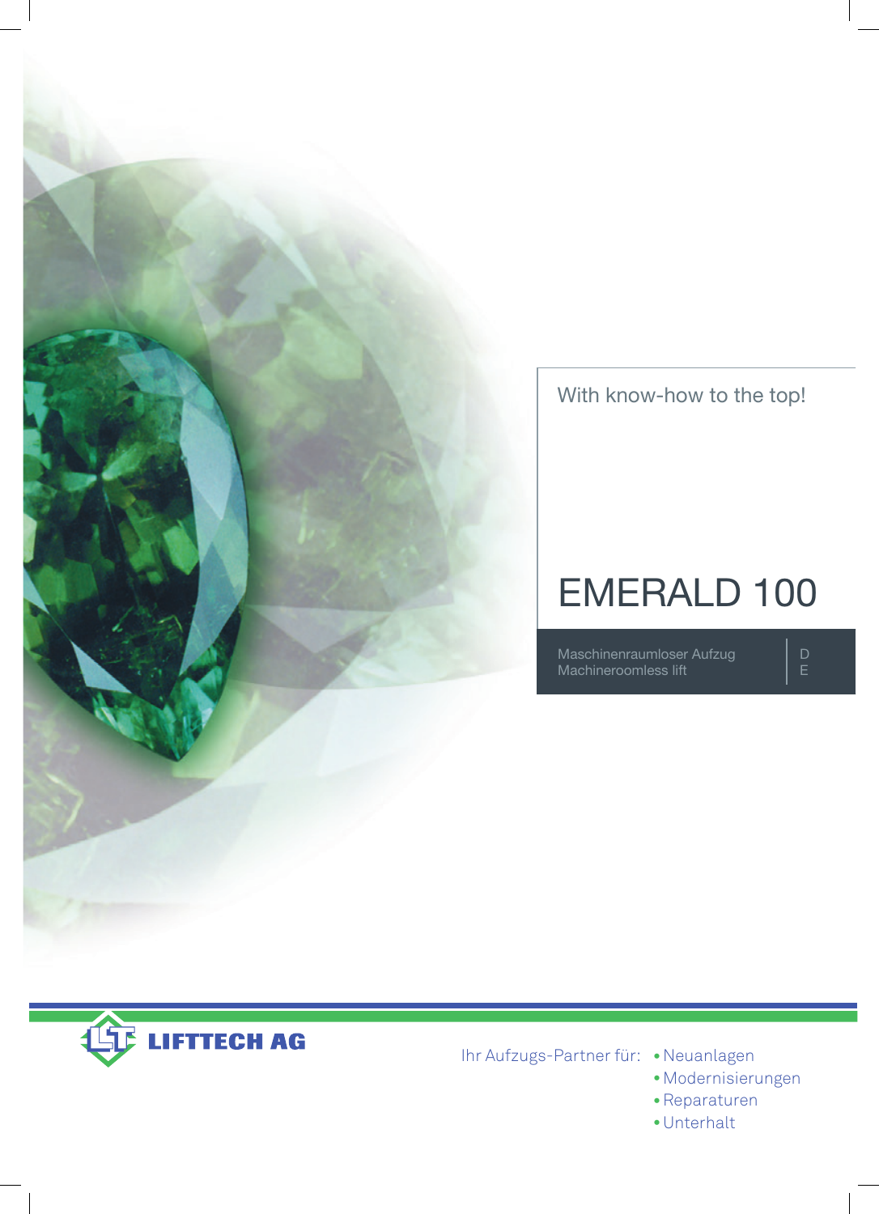With know-how to the top!

# EMERALD 100

Maschinenraumloser Aufzug
Machineroomless lift

D
E

LIFTTECH AG

Ihr Aufzugs-Partner für:

- Neuanlagen
- Modernisierungen
- Reparaturen
- Unterhalt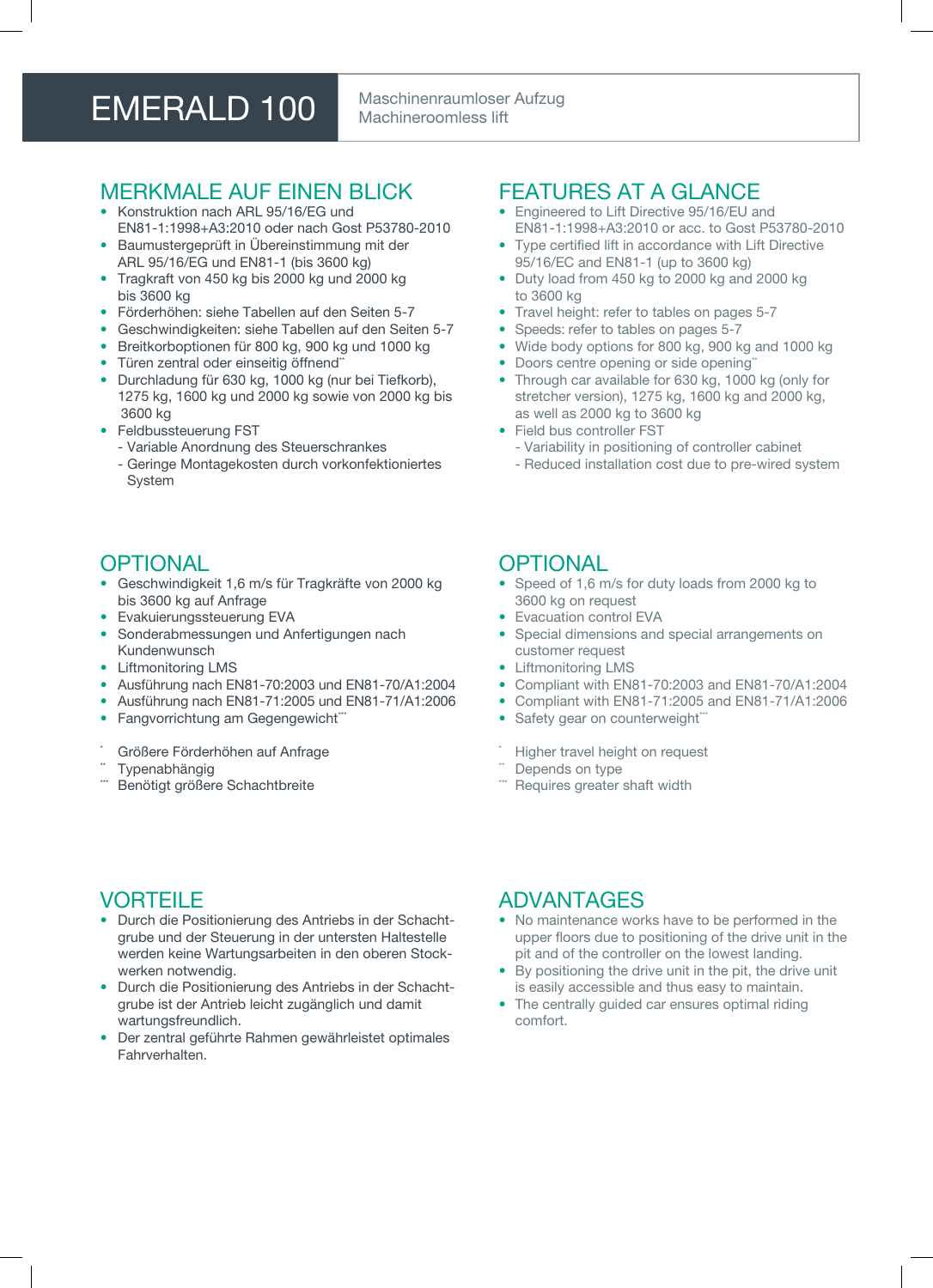# EMERALD 100

Maschinenraumloser Aufzug
Machineroomless lift

## MERKMALE AUF EINEN BLICK

- Konstruktion nach ARL 95/16/EG und EN81-1:1998+A3:2010 oder nach Gost P53780-2010
- Baumustergeprüft in Übereinstimmung mit der ARL 95/16/EG und EN81-1 (bis 3600 kg)
- Tragkraft von 450 kg bis 2000 kg und 2000 kg bis 3600 kg
- Förderhöhen: siehe Tabellen auf den Seiten 5-7
- Geschwindigkeiten: siehe Tabellen auf den Seiten 5-7
- Breitkorboptionen für 800 kg, 900 kg und 1000 kg
- Türen zentral oder einseitig öffnend**
- Durchladung für 630 kg, 1000 kg (nur bei Tiefkorb), 1275 kg, 1600 kg und 2000 kg sowie von 2000 kg bis 3600 kg
- Feldbussteuerung FST
  - Variable Anordnung des Steuerschrankes
  - Geringe Montagekosten durch vorkonfektioniertes System

## OPTIONAL

- Geschwindigkeit 1,6 m/s für Tragkräfte von 2000 kg bis 3600 kg auf Anfrage
- Evakuierungssteuerung EVA
- Sonderabmessungen und Anfertigungen nach Kundenwunsch
- Liftmonitoring LMS
- Ausführung nach EN81-70:2003 und EN81-70/A1:2004
- Ausführung nach EN81-71:2005 und EN81-71/A1:2006
- Fangvorrichtung am Gegengewicht***

\* Größere Förderhöhen auf Anfrage
\** Typenabhängig
\*** Benötigt größere Schachtbreite

## VORTEILE

- Durch die Positionierung des Antriebs in der Schachtgrube und der Steuerung in der untersten Haltestelle werden keine Wartungsarbeiten in den oberen Stockwerken notwendig.
- Durch die Positionierung des Antriebs in der Schachtgrube ist der Antrieb leicht zugänglich und damit wartungsfreundlich.
- Der zentral geführte Rahmen gewährleistet optimales Fahrverhalten.

## FEATURES AT A GLANCE

- Engineered to Lift Directive 95/16/EU and EN81-1:1998+A3:2010 or acc. to Gost P53780-2010
- Type certified lift in accordance with Lift Directive 95/16/EC and EN81-1 (up to 3600 kg)
- Duty load from 450 kg to 2000 kg and 2000 kg to 3600 kg
- Travel height: refer to tables on pages 5-7
- Speeds: refer to tables on pages 5-7
- Wide body options for 800 kg, 900 kg and 1000 kg
- Doors centre opening or side opening**
- Through car available for 630 kg, 1000 kg (only for stretcher version), 1275 kg, 1600 kg and 2000 kg, as well as 2000 kg to 3600 kg
- Field bus controller FST
  - Variability in positioning of controller cabinet
  - Reduced installation cost due to pre-wired system

## OPTIONAL

- Speed of 1,6 m/s for duty loads from 2000 kg to 3600 kg on request
- Evacuation control EVA
- Special dimensions and special arrangements on customer request
- Liftmonitoring LMS
- Compliant with EN81-70:2003 and EN81-70/A1:2004
- Compliant with EN81-71:2005 and EN81-71/A1:2006
- Safety gear on counterweight***

\* Higher travel height on request
\** Depends on type
\*** Requires greater shaft width

## ADVANTAGES

- No maintenance works have to be performed in the upper floors due to positioning of the drive unit in the pit and of the controller on the lowest landing.
- By positioning the drive unit in the pit, the drive unit is easily accessible and thus easy to maintain.
- The centrally guided car ensures optimal riding comfort.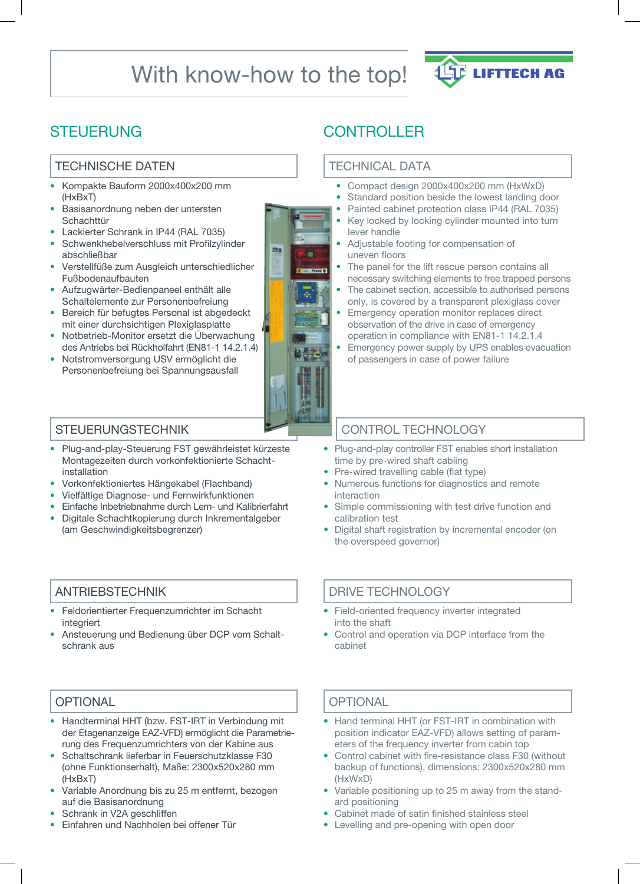With know-how to the top!

LIFTTECH AG

## STEUERUNG

### TECHNISCHE DATEN

- Kompakte Bauform 2000x400x200 mm (HxBxT)
- Basisanordnung neben der untersten Schachttür
- Lackierter Schrank in IP44 (RAL 7035)
- Schwenkhebelverschluss mit Profilzylinder abschließbar
- Verstellfüße zum Ausgleich unterschiedlicher Fußbodenaufbauten
- Aufzugwärter-Bedienpaneel enthält alle Schaltelemente zur Personenbefreiung
- Bereich für befugtes Personal ist abgedeckt mit einer durchsichtigen Plexiglasplatte
- Notbetrieb-Monitor ersetzt die Überwachung des Antriebs bei Rückholfahrt (EN81-1 14.2.1.4)
- Notstromversorgung USV ermöglicht die Personenbefreiung bei Spannungsausfall

### STEUERUNGSTECHNIK

- Plug-and-play-Steuerung FST gewährleistet kürzeste Montagezeiten durch vorkonfektionierte Schacht-installation
- Vorkonfektioniertes Hängekabel (Flachband)
- Vielfältige Diagnose- und Fernwirkfunktionen
- Einfache Inbetriebnahme durch Lern- und Kalibrierfahrt
- Digitale Schachtkopierung durch Inkrementalgeber (am Geschwindigkeitsbegrenzer)

### ANTRIEBSTECHNIK

- Feldorientierter Frequenzumrichter im Schacht integriert
- Ansteuerung und Bedienung über DCP vom Schalt-schrank aus

### OPTIONAL

- Handterminal HHT (bzw. FST-IRT in Verbindung mit der Etagenanzeige EAZ-VFD) ermöglicht die Parametrie-rung des Frequenzumrichters von der Kabine aus
- Schaltschrank lieferbar in Feuerschutzklasse F30 (ohne Funktionserhalt), Maße: 2300x520x280 mm (HxBxT)
- Variable Anordnung bis zu 25 m entfernt, bezogen auf die Basisanordnung
- Schrank in V2A geschliffen
- Einfahren und Nachholen bei offener Tür

## CONTROLLER

### TECHNICAL DATA

- Compact design 2000x400x200 mm (HxWxD)
- Standard position beside the lowest landing door
- Painted cabinet protection class IP44 (RAL 7035)
- Key locked by locking cylinder mounted into turn lever handle
- Adjustable footing for compensation of uneven floors
- The panel for the lift rescue person contains all necessary switching elements to free trapped persons
- The cabinet section, accessible to authorised persons only, is covered by a transparent plexiglass cover
- Emergency operation monitor replaces direct observation of the drive in case of emergency operation in compliance with EN81-1 14.2.1.4
- Emergency power supply by UPS enables evacuation of passengers in case of power failure

### CONTROL TECHNOLOGY

- Plug-and-play controller FST enables short installation time by pre-wired shaft cabling
- Pre-wired travelling cable (flat type)
- Numerous functions for diagnostics and remote interaction
- Simple commissioning with test drive function and calibration test
- Digital shaft registration by incremental encoder (on the overspeed governor)

### DRIVE TECHNOLOGY

- Field-oriented frequency inverter integrated into the shaft
- Control and operation via DCP interface from the cabinet

### OPTIONAL

- Hand terminal HHT (or FST-IRT in combination with position indicator EAZ-VFD) allows setting of param-eters of the frequency inverter from cabin top
- Control cabinet with fire-resistance class F30 (without backup of functions), dimensions: 2300x520x280 mm (HxWxD)
- Variable positioning up to 25 m away from the stand-ard positioning
- Cabinet made of satin finished stainless steel
- Levelling and pre-opening with open door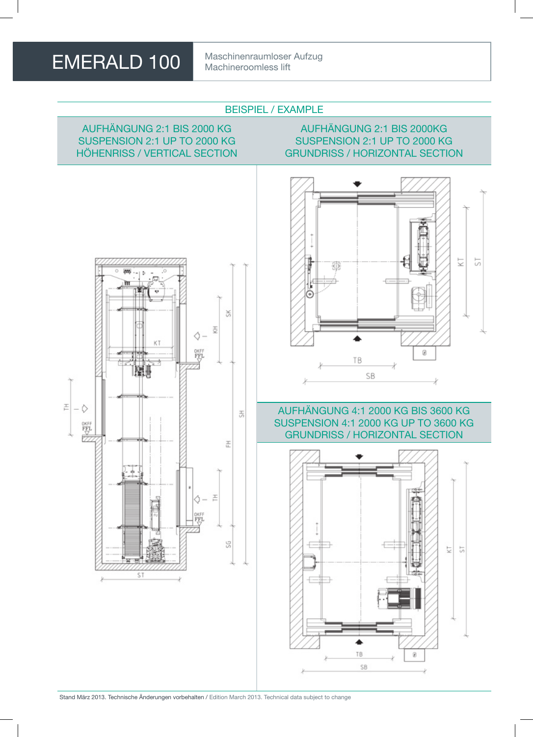# EMERALD 100

Maschinenraumloser Aufzug
Machineroomless lift

## BEISPIEL / EXAMPLE

### AUFHÄNGUNG 2:1 BIS 2000 KG
### SUSPENSION 2:1 UP TO 2000 KG
### HÖHENRISS / VERTICAL SECTION

KT

OKFF FFL

TH

OKFF FFL

OKFF FFL

ST

KH

SK

SH

FH

TH

SG

### AUFHÄNGUNG 2:1 BIS 2000KG
### SUSPENSION 2:1 UP TO 2000 KG
### GRUNDRISS / HORIZONTAL SECTION

KT

ST

TB

SB

### AUFHÄNGUNG 4:1 2000 KG BIS 3600 KG
### SUSPENSION 4:1 2000 KG UP TO 3600 KG
### GRUNDRISS / HORIZONTAL SECTION

KT

ST

TB

SB

Stand März 2013. Technische Änderungen vorbehalten / Edition March 2013. Technical data subject to change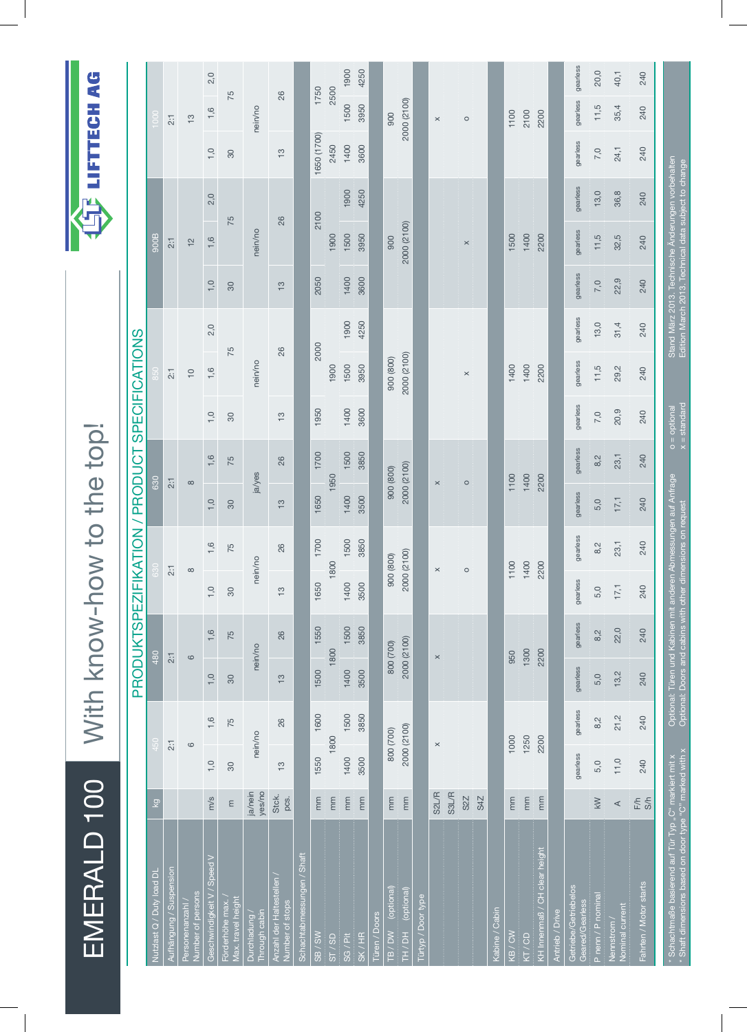# EMERALD 100

## With know-how to the top!

**LIFTTECH AG**

## PRODUKTSPEZIFIKATION / PRODUCT SPECIFICATIONS

| | | | | | | | | | | | | | | | | | | |
|---|---|---|---|---|---|---|---|---|---|---|---|---|---|---|---|---|---|---|
| Nutzlast Q / Duty load DL | kg | 450 | | 480 | | 630 | | 630 | | 850 | | | 900B | | | 1000 | | |
| Aufhängung / Suspension | | 2:1 | | 2:1 | | 2:1 | | 2:1 | | 2:1 | | | 2:1 | | | 2:1 | | |
| Personenanzahl / Number of persons | | 6 | | 6 | | 8 | | 8 | | 10 | | | 12 | | | 13 | | |
| Geschwindigkeit V / Speed V | m/s | 1,0 | 1,6 | 1,0 | 1,6 | 1,0 | 1,6 | 1,0 | 1,6 | 1,0 | 1,6 | 2,0 | 1,0 | 1,6 | 2,0 | 1,0 | 1,6 | 2,0 |
| Förderhöhe max. / Max. travel height | m | 30 | 75 | 30 | 75 | 30 | 75 | 30 | 75 | 30 | 75 | | 30 | 75 | | 30 | 75 | |
| Durchladung / Through cabin | ja/nein yes/no | nein/no | | nein/no | | nein/no | | ja/yes | | nein/no | | | nein/no | | | nein/no | | |
| Anzahl der Haltestellen / Number of stops | Stck. pcs. | 13 | 26 | 13 | 26 | 13 | 26 | 13 | 26 | 13 | 26 | | 13 | 26 | | 13 | 26 | |
| **Schachtabmessungen / Shaft** | | | | | | | | | | | | | | | | | | |
| SB / SW | mm | 1550 | 1600 | 1500 | 1550 | 1650 | 1700 | 1650 | 1700 | 1950 | 2000 | | 2050 | 2100 | | 1650 (1700) | 1750 | |
| ST / SD | mm | 1800 | | 1800 | | 1800 | | 1950 | | 1900 | | | 1900 | | | 2450 | 2500 | |
| SG / Pit | mm | 1400 | 1500 | 1400 | 1500 | 1400 | 1500 | 1400 | 1500 | 1400 | 1500 | 1900 | 1400 | 1500 | 1900 | 1400 | 1500 | 1900 |
| SK / HR | mm | 3500 | 3850 | 3500 | 3850 | 3500 | 3850 | 3500 | 3850 | 3600 | 3950 | 4250 | 3600 | 3950 | 4250 | 3600 | 3950 | 4250 |
| **Türen / Doors** | | | | | | | | | | | | | | | | | | |
| TB / DW (optional) | mm | 800 (700) | | 800 (700) | | 900 (800) | | 900 (800) | | 900 (800) | | | 900 | | | 900 | | |
| TH / DH (optional) | mm | 2000 (2100) | | 2000 (2100) | | 2000 (2100) | | 2000 (2100) | | 2000 (2100) | | | 2000 (2100) | | | 2000 (2100) | | |
| Türtyp / Door type | S2L/R | x | | x | | x | | x | | | | | | | | x | | |
| | S3L/R | | | | | | | | | | | | | | | | | |
| | S2Z | | | | | o | | o | | x | | | x | | | o | | |
| | S4Z | | | | | | | | | | | | | | | | | |
| **Kabine / Cabin** | | | | | | | | | | | | | | | | | | |
| KB / CW | mm | 1000 | | 950 | | 1100 | | 1100 | | 1400 | | | 1500 | | | 1100 | | |
| KT / CD | mm | 1250 | | 1300 | | 1400 | | 1400 | | 1400 | | | 1400 | | | 2100 | | |
| KH Innenmaß / CH clear height | mm | 2200 | | 2200 | | 2200 | | 2200 | | 2200 | | | 2200 | | | 2200 | | |
| **Antrieb / Drive** | | | | | | | | | | | | | | | | | | |
| Getriebe/Getriebelos Geared/Gearless | | gearless | gearless | gearless | gearless | gearless | gearless | gearless | gearless | gearless | gearless | gearless | gearless | gearless | gearless | gearless | gearless | gearless |
| P nenn / P nominal | kW | 5,0 | 8,2 | 5,0 | 8,2 | 5,0 | 8,2 | 5,0 | 8,2 | 7,0 | 11,5 | 13,0 | 7,0 | 11,5 | 13,0 | 7,0 | 11,5 | 20,0 |
| Nennstrom / Nominal current | A | 11,0 | 21,2 | 13,2 | 22,0 | 17,1 | 23,1 | 17,1 | 23,1 | 20,9 | 29,2 | 31,4 | 22,9 | 32,5 | 36,8 | 24,1 | 35,4 | 40,1 |
| Fahrten / Motor starts | F/h S/h | 240 | 240 | 240 | 240 | 240 | 240 | 240 | 240 | 240 | 240 | 240 | 240 | 240 | 240 | 240 | 240 | 240 |

\* Schachtmaße basierend auf Tür Typ „C" markiert mit x
\* Shaft dimensions based on door type "C" marked with x

Optional: Türen und Kabinen mit anderen Abmessungen auf Anfrage
Optional: Doors and cabins with other dimensions on request

o = optional
x = standard

Stand März 2013. Technische Änderungen vorbehalten
Edition March 2013. Technical data subject to change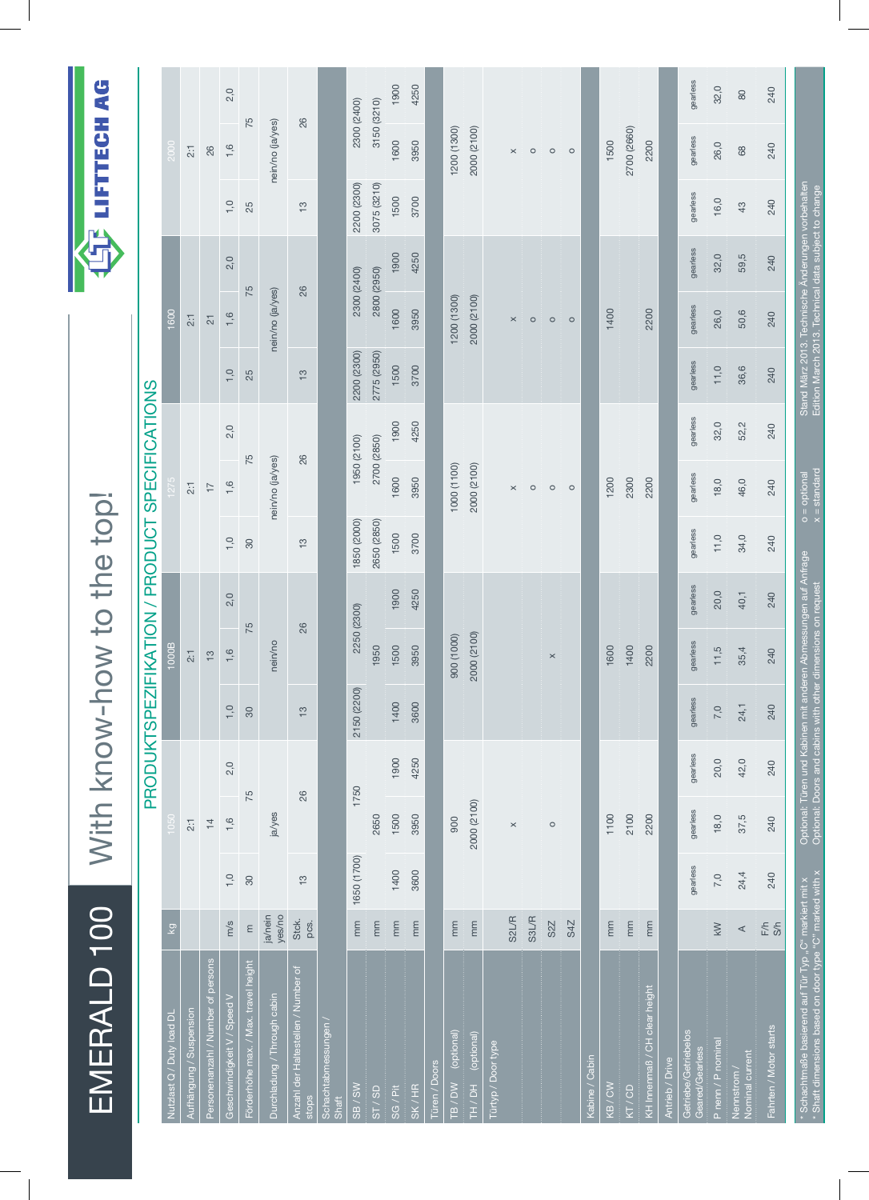# EMERALD 100

## With know-how to the top!

**LIFTTECH AG**

## PRODUKTSPEZIFIKATION / PRODUCT SPECIFICATIONS

| Nutzlast Q / Duty load DL | kg | 1050 | | | 1000B | | | 1275 | | | 1600 | | | 2000 | | |
|---|---|---|---|---|---|---|---|---|---|---|---|---|---|---|---|---|
| Aufhängung / Suspension | | 2:1 | | | 2:1 | | | 2:1 | | | 2:1 | | | 2:1 | | |
| Personenanzahl / Number of persons | | 14 | | | 13 | | | 17 | | | 21 | | | 26 | | |
| Geschwindigkeit V / Speed V | m/s | 1,0 | 1,6 | 2,0 | 1,0 | 1,6 | 2,0 | 1,0 | 1,6 | 2,0 | 1,0 | 1,6 | 2,0 | 1,0 | 1,6 | 2,0 |
| Förderhöhe max. / Max. travel height | m | 30 | 75 | | 30 | 75 | | 30 | 75 | | 25 | 75 | | 25 | 75 | |
| Durchladung / Through cabin | ja/nein yes/no | ja/yes | | | nein/no | | | nein/no (ja/yes) | | | nein/no (ja/yes) | | | nein/no (ja/yes) | | |
| Anzahl der Haltestellen / Number of stops | Stck. pcs. | 13 | 26 | | 13 | 26 | | 13 | 26 | | 13 | 26 | | 13 | 26 | |
| **Schachtabmessungen / Shaft** | | | | | | | | | | | | | | | | |
| SB / SW | mm | 1650 (1700) | 1750 | | 2150 (2200) | 2250 (2300) | | 1850 (2000) | 1950 (2100) | | 2200 (2300) | 2300 (2400) | | 2200 (2300) | 2300 (2400) | |
| ST / SD | mm | 2650 | | | 1950 | | | 2650 (2850) | 2700 (2850) | | 2775 (2950) | 2800 (2950) | | 3075 (3210) | 3150 (3210) | |
| SG / Pit | mm | 1400 | 1500 | 1900 | 1400 | 1500 | 1900 | 1500 | 1600 | 1900 | 1500 | 1600 | 1900 | 1500 | 1600 | 1900 |
| SK / HR | mm | 3600 | 3950 | 4250 | 3600 | 3950 | 4250 | 3700 | 3950 | 4250 | 3700 | 3950 | 4250 | 3700 | 3950 | 4250 |
| **Türen / Doors** | | | | | | | | | | | | | | | | |
| TB / DW (optional) | mm | 900 | | | 900 (1000) | | | 1000 (1100) | | | 1200 (1300) | | | 1200 (1300) | | |
| TH / DH (optional) | mm | 2000 (2100) | | | 2000 (2100) | | | 2000 (2100) | | | 2000 (2100) | | | 2000 (2100) | | |
| Türtyp / Door type | S2L/R | x | | | | | | x | | | x | | | x | | |
| | S3L/R | | | | | | | o | | | o | | | o | | |
| | S2Z | o | | | x | | | o | | | o | | | o | | |
| | S4Z | | | | | | | o | | | o | | | o | | |
| **Kabine / Cabin** | | | | | | | | | | | | | | | | |
| KB / CW | mm | 1100 | | | 1600 | | | 1200 | | | 1400 | | | 1500 | | |
| KT / CD | mm | 2100 | | | 1400 | | | 2300 | | | | | | 2700 (2660) | | |
| KH Innenmaß / CH clear height | mm | 2200 | | | 2200 | | | 2200 | | | 2200 | | | 2200 | | |
| **Antrieb / Drive** | | | | | | | | | | | | | | | | |
| Getriebe/Getriebelos Geared/Gearless | | gearless | gearless | gearless | gearless | gearless | gearless | gearless | gearless | gearless | gearless | gearless | gearless | gearless | gearless | gearless |
| P nenn / P nominal | kW | 7,0 | 18,0 | 20,0 | 7,0 | 11,5 | 20,0 | 11,0 | 18,0 | 32,0 | 11,0 | 26,0 | 32,0 | 16,0 | 26,0 | 32,0 |
| Nennstrom / Nominal current | A | 24,4 | 37,5 | 42,0 | 24,1 | 35,4 | 40,1 | 34,0 | 46,0 | 52,2 | 36,6 | 50,6 | 59,5 | 43 | 68 | 80 |
| Fahrten / Motor starts | F/h S/h | 240 | 240 | 240 | 240 | 240 | 240 | 240 | 240 | 240 | 240 | 240 | 240 | 240 | 240 | 240 |

\* Schachtmaße basierend auf Tür Typ „C" markiert mit x
\* Shaft dimensions based on door type "C" marked with x

Optional: Türen und Kabinen mit anderen Abmessungen auf Anfrage
Optional: Doors and cabins with other dimensions on request

o = optional
x = standard

Stand März 2013. Technische Änderungen vorbehalten
Edition March 2013. Technical data subject to change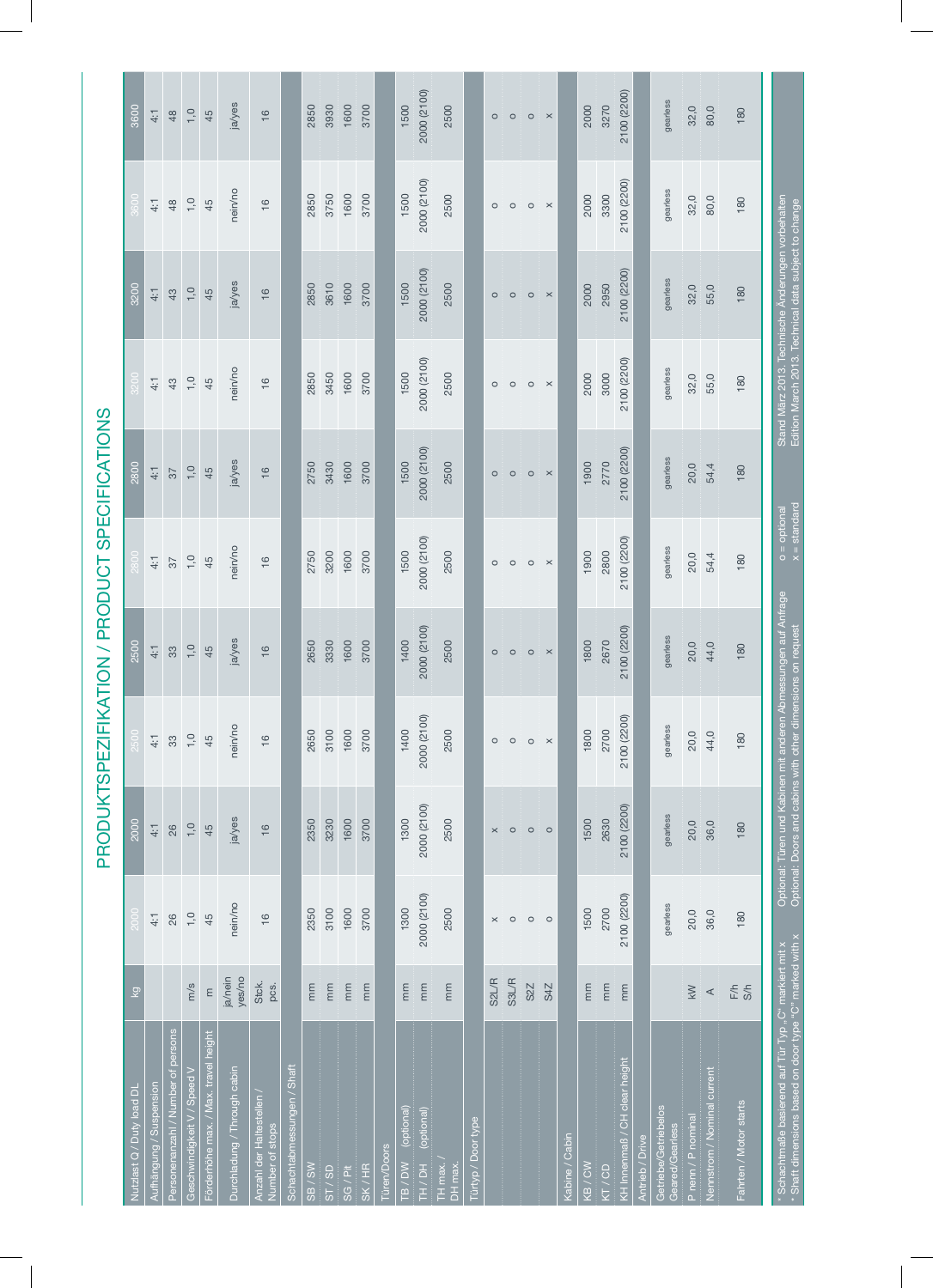# PRODUKTSPEZIFIKATION / PRODUCT SPECIFICATIONS

| Nutzlast Q / Duty load DL | kg | 2000 | 2000 | 2500 | 2500 | 2800 | 2800 | 3200 | 3200 | 3600 | 3600 |
|---|---|---|---|---|---|---|---|---|---|---|---|
| Aufhängung / Suspension | | 4:1 | 4:1 | 4:1 | 4:1 | 4:1 | 4:1 | 4:1 | 4:1 | 4:1 | 4:1 |
| Personenanzahl / Number of persons | | 26 | 26 | 33 | 33 | 37 | 37 | 43 | 43 | 48 | 48 |
| Geschwindigkeit V / Speed V | m/s | 1,0 | 1,0 | 1,0 | 1,0 | 1,0 | 1,0 | 1,0 | 1,0 | 1,0 | 1,0 |
| Förderhöhe max. / Max. travel height | m | 45 | 45 | 45 | 45 | 45 | 45 | 45 | 45 | 45 | 45 |
| Durchladung / Through cabin | ja/nein yes/no | nein/no | ja/yes | nein/no | ja/yes | nein/no | ja/yes | nein/no | ja/yes | nein/no | ja/yes |
| Anzahl der Haltestellen / Number of stops | Stck. pcs. | 16 | 16 | 16 | 16 | 16 | 16 | 16 | 16 | 16 | 16 |
| **Schachtabmessungen / Shaft** | | | | | | | | | | | |
| SB / SW | mm | 2350 | 2350 | 2650 | 2650 | 2750 | 2750 | 2850 | 2850 | 2850 | 2850 |
| ST / SD | mm | 3100 | 3230 | 3100 | 3330 | 3200 | 3430 | 3450 | 3610 | 3750 | 3930 |
| SG / Pit | mm | 1600 | 1600 | 1600 | 1600 | 1600 | 1600 | 1600 | 1600 | 1600 | 1600 |
| SK / HR | mm | 3700 | 3700 | 3700 | 3700 | 3700 | 3700 | 3700 | 3700 | 3700 | 3700 |
| **Türen/Doors** | | | | | | | | | | | |
| TB / DW (optional) | mm | 1300 | 1300 | 1400 | 1400 | 1500 | 1500 | 1500 | 1500 | 1500 | 1500 |
| TH / DH (optional) | mm | 2000 (2100) | 2000 (2100) | 2000 (2100) | 2000 (2100) | 2000 (2100) | 2000 (2100) | 2000 (2100) | 2000 (2100) | 2000 (2100) | 2000 (2100) |
| TH max. / DH max. | mm | 2500 | 2500 | 2500 | 2500 | 2500 | 2500 | 2500 | 2500 | 2500 | 2500 |
| **Türtyp / Door type** | | | | | | | | | | | |
| | S2L/R | x | x | o | o | o | o | o | o | o | o |
| | S3L/R | o | o | o | o | o | o | o | o | o | o |
| | S2Z | o | o | o | o | o | o | o | o | o | o |
| | S4Z | o | o | x | x | x | x | x | x | x | x |
| **Kabine / Cabin** | | | | | | | | | | | |
| KB / CW | mm | 1500 | 1500 | 1800 | 1800 | 1900 | 1900 | 2000 | 2000 | 2000 | 2000 |
| KT / CD | mm | 2700 | 2630 | 2700 | 2670 | 2800 | 2770 | 3000 | 2950 | 3300 | 3270 |
| KH Innenmaß / CH clear height | mm | 2100 (2200) | 2100 (2200) | 2100 (2200) | 2100 (2200) | 2100 (2200) | 2100 (2200) | 2100 (2200) | 2100 (2200) | 2100 (2200) | 2100 (2200) |
| **Antrieb / Drive** | | | | | | | | | | | |
| Getriebe/Getriebelos Geared/Gearless | | gearless | gearless | gearless | gearless | gearless | gearless | gearless | gearless | gearless | gearless |
| P nenn / P nominal | kW | 20,0 | 20,0 | 20,0 | 20,0 | 20,0 | 20,0 | 32,0 | 32,0 | 32,0 | 32,0 |
| Nennstrom / Nominal current | A | 36,0 | 36,0 | 44,0 | 44,0 | 54,4 | 54,4 | 55,0 | 55,0 | 80,0 | 80,0 |
| Fahrten / Motor starts | F/h S/h | 180 | 180 | 180 | 180 | 180 | 180 | 180 | 180 | 180 | 180 |

* Schachtmaße basierend auf Tür Typ „C" markiert mit x
* Shaft dimensions based on door type "C" marked with x

Optional: Türen und Kabinen mit anderen Abmessungen auf Anfrage
Optional: Doors and cabins with other dimensions on request

o = optional
x = standard

Stand März 2013. Technische Änderungen vorbehalten
Edition March 2013. Technical data subject to change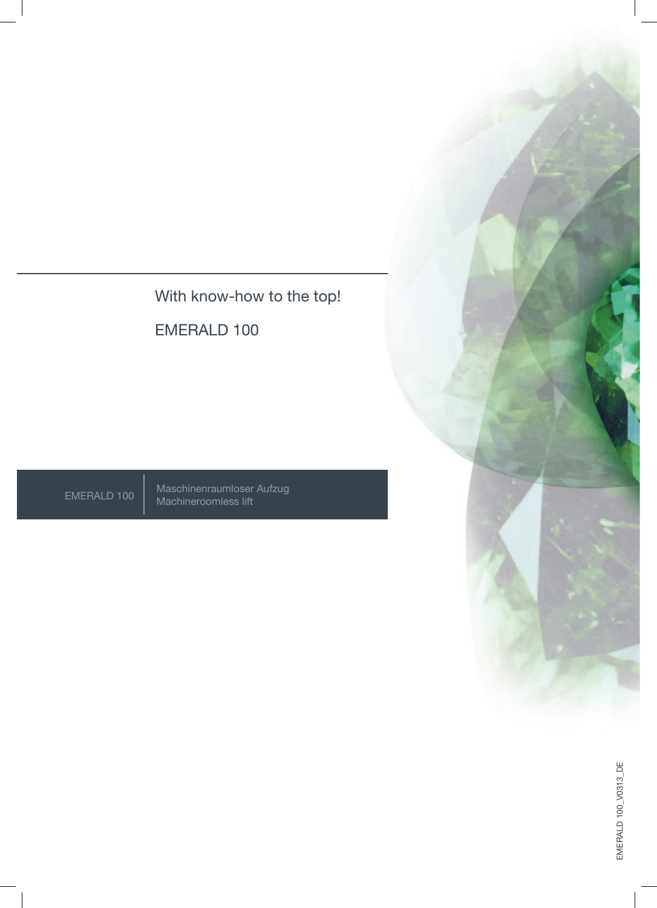With know-how to the top!

EMERALD 100

EMERALD 100 | Maschinenraumloser Aufzug
Machineroomless lift

EMERALD 100_V0313_DE